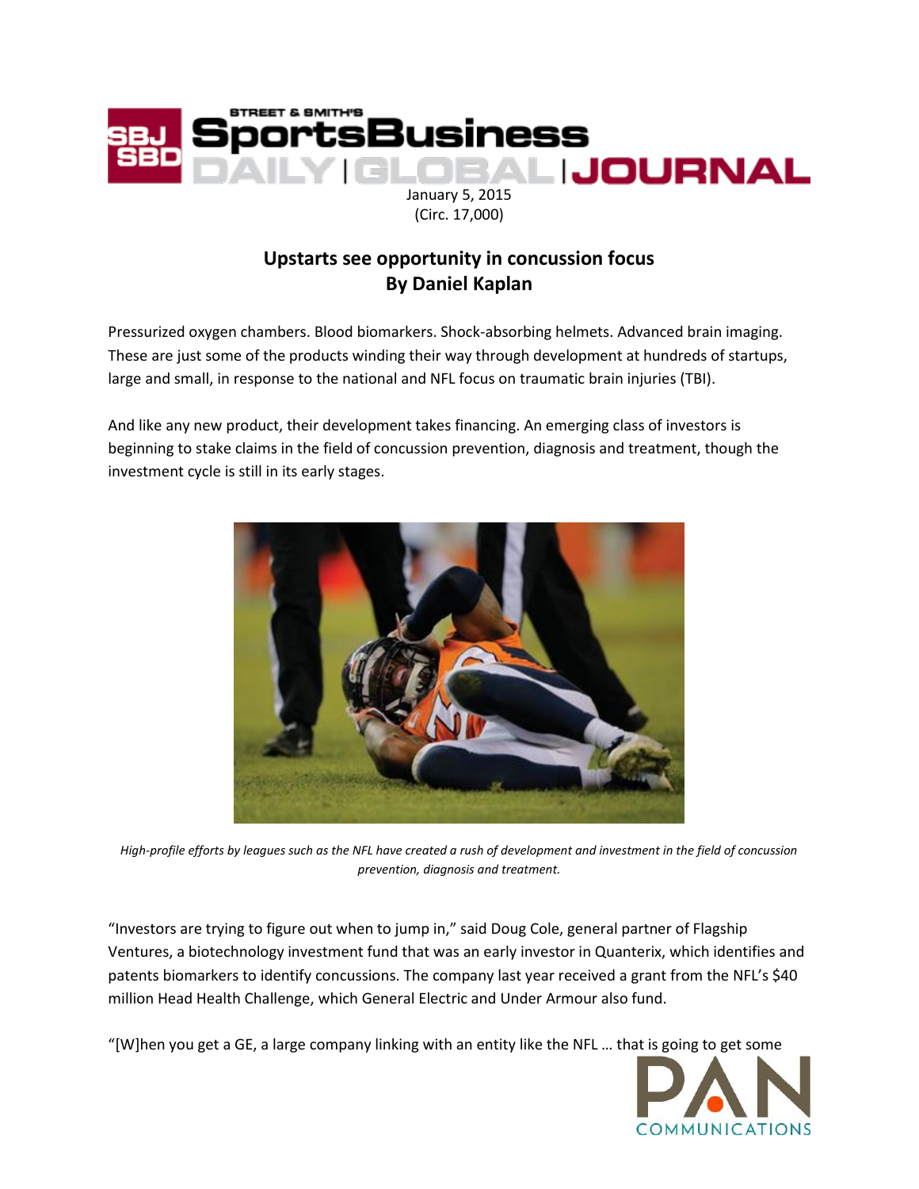January 5, 2015
(Circ. 17,000)

## Upstarts see opportunity in concussion focus
## By Daniel Kaplan

Pressurized oxygen chambers. Blood biomarkers. Shock-absorbing helmets. Advanced brain imaging. These are just some of the products winding their way through development at hundreds of startups, large and small, in response to the national and NFL focus on traumatic brain injuries (TBI).

And like any new product, their development takes financing. An emerging class of investors is beginning to stake claims in the field of concussion prevention, diagnosis and treatment, though the investment cycle is still in its early stages.

*High-profile efforts by leagues such as the NFL have created a rush of development and investment in the field of concussion prevention, diagnosis and treatment.*

"Investors are trying to figure out when to jump in," said Doug Cole, general partner of Flagship Ventures, a biotechnology investment fund that was an early investor in Quanterix, which identifies and patents biomarkers to identify concussions. The company last year received a grant from the NFL's $40 million Head Health Challenge, which General Electric and Under Armour also fund.

"[W]hen you get a GE, a large company linking with an entity like the NFL … that is going to get some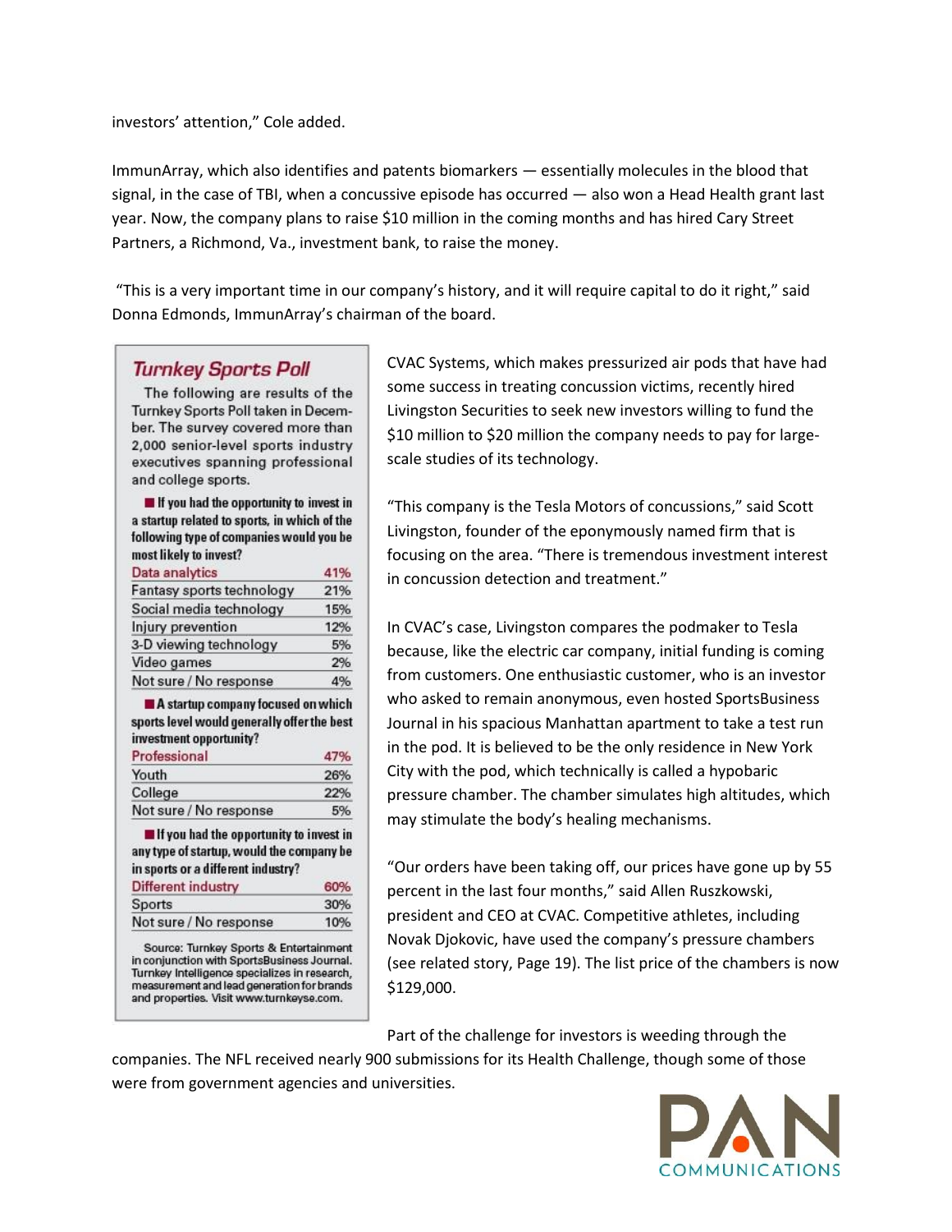investors' attention," Cole added.

ImmunArray, which also identifies and patents biomarkers — essentially molecules in the blood that signal, in the case of TBI, when a concussive episode has occurred — also won a Head Health grant last year. Now, the company plans to raise $10 million in the coming months and has hired Cary Street Partners, a Richmond, Va., investment bank, to raise the money.

"This is a very important time in our company's history, and it will require capital to do it right," said Donna Edmonds, ImmunArray's chairman of the board.

### Turnkey Sports Poll

The following are results of the Turnkey Sports Poll taken in December. The survey covered more than 2,000 senior-level sports industry executives spanning professional and college sports.

**If you had the opportunity to invest in a startup related to sports, in which of the following type of companies would you be most likely to invest?**

| Response | % |
|---|---|
| Data analytics | 41% |
| Fantasy sports technology | 21% |
| Social media technology | 15% |
| Injury prevention | 12% |
| 3-D viewing technology | 5% |
| Video games | 2% |
| Not sure / No response | 4% |

**A startup company focused on which sports level would generally offer the best investment opportunity?**

| Response | % |
|---|---|
| Professional | 47% |
| Youth | 26% |
| College | 22% |
| Not sure / No response | 5% |

**If you had the opportunity to invest in any type of startup, would the company be in sports or a different industry?**

| Response | % |
|---|---|
| Different industry | 60% |
| Sports | 30% |
| Not sure / No response | 10% |

Source: Turnkey Sports & Entertainment in conjunction with SportsBusiness Journal. Turnkey Intelligence specializes in research, measurement and lead generation for brands and properties. Visit www.turnkeyse.com.

CVAC Systems, which makes pressurized air pods that have had some success in treating concussion victims, recently hired Livingston Securities to seek new investors willing to fund the $10 million to $20 million the company needs to pay for large-scale studies of its technology.

"This company is the Tesla Motors of concussions," said Scott Livingston, founder of the eponymously named firm that is focusing on the area. "There is tremendous investment interest in concussion detection and treatment."

In CVAC's case, Livingston compares the podmaker to Tesla because, like the electric car company, initial funding is coming from customers. One enthusiastic customer, who is an investor who asked to remain anonymous, even hosted SportsBusiness Journal in his spacious Manhattan apartment to take a test run in the pod. It is believed to be the only residence in New York City with the pod, which technically is called a hypobaric pressure chamber. The chamber simulates high altitudes, which may stimulate the body's healing mechanisms.

"Our orders have been taking off, our prices have gone up by 55 percent in the last four months," said Allen Ruszkowski, president and CEO at CVAC. Competitive athletes, including Novak Djokovic, have used the company's pressure chambers (see related story, Page 19). The list price of the chambers is now $129,000.

Part of the challenge for investors is weeding through the companies. The NFL received nearly 900 submissions for its Health Challenge, though some of those were from government agencies and universities.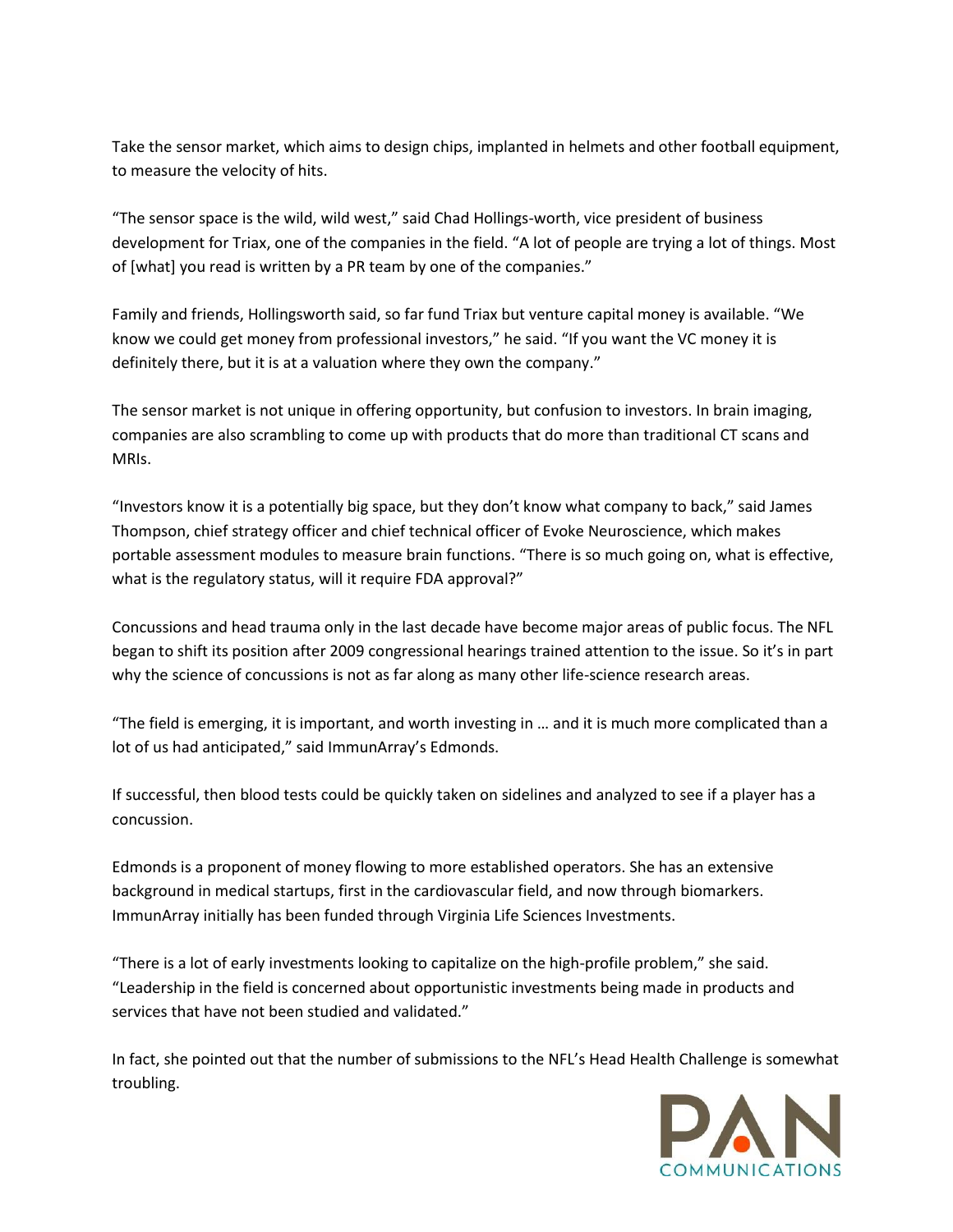Take the sensor market, which aims to design chips, implanted in helmets and other football equipment, to measure the velocity of hits.

"The sensor space is the wild, wild west," said Chad Hollings-worth, vice president of business development for Triax, one of the companies in the field. "A lot of people are trying a lot of things. Most of [what] you read is written by a PR team by one of the companies."

Family and friends, Hollingsworth said, so far fund Triax but venture capital money is available. "We know we could get money from professional investors," he said. "If you want the VC money it is definitely there, but it is at a valuation where they own the company."

The sensor market is not unique in offering opportunity, but confusion to investors. In brain imaging, companies are also scrambling to come up with products that do more than traditional CT scans and MRIs.

"Investors know it is a potentially big space, but they don't know what company to back," said James Thompson, chief strategy officer and chief technical officer of Evoke Neuroscience, which makes portable assessment modules to measure brain functions. "There is so much going on, what is effective, what is the regulatory status, will it require FDA approval?"

Concussions and head trauma only in the last decade have become major areas of public focus. The NFL began to shift its position after 2009 congressional hearings trained attention to the issue. So it's in part why the science of concussions is not as far along as many other life-science research areas.

"The field is emerging, it is important, and worth investing in … and it is much more complicated than a lot of us had anticipated," said ImmunArray's Edmonds.

If successful, then blood tests could be quickly taken on sidelines and analyzed to see if a player has a concussion.

Edmonds is a proponent of money flowing to more established operators. She has an extensive background in medical startups, first in the cardiovascular field, and now through biomarkers. ImmunArray initially has been funded through Virginia Life Sciences Investments.

"There is a lot of early investments looking to capitalize on the high-profile problem," she said. "Leadership in the field is concerned about opportunistic investments being made in products and services that have not been studied and validated."

In fact, she pointed out that the number of submissions to the NFL's Head Health Challenge is somewhat troubling.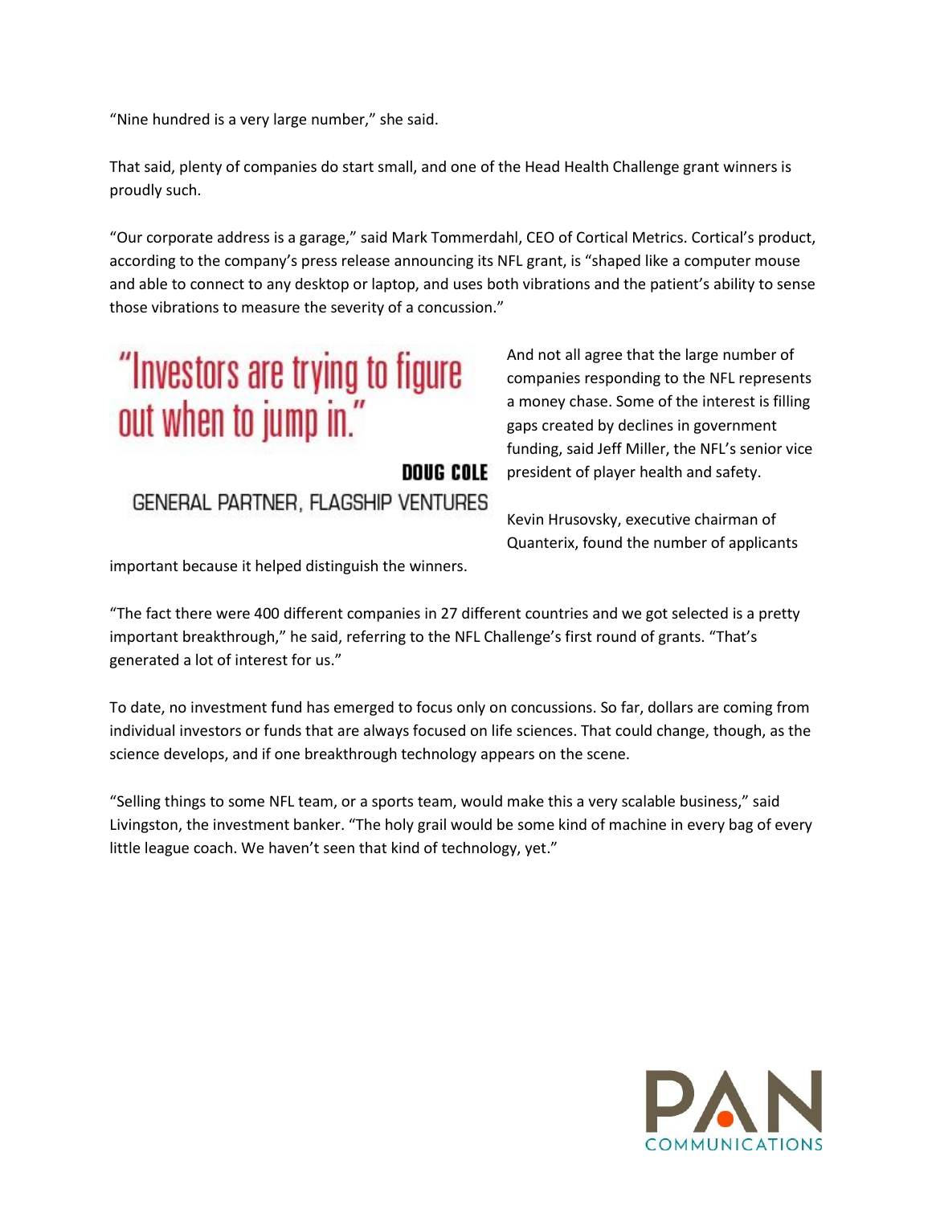"Nine hundred is a very large number," she said.

That said, plenty of companies do start small, and one of the Head Health Challenge grant winners is proudly such.

"Our corporate address is a garage," said Mark Tommerdahl, CEO of Cortical Metrics. Cortical's product, according to the company's press release announcing its NFL grant, is "shaped like a computer mouse and able to connect to any desktop or laptop, and uses both vibrations and the patient's ability to sense those vibrations to measure the severity of a concussion."

> "Investors are trying to figure out when to jump in."
>
> **DOUG COLE**
> GENERAL PARTNER, FLAGSHIP VENTURES

And not all agree that the large number of companies responding to the NFL represents a money chase. Some of the interest is filling gaps created by declines in government funding, said Jeff Miller, the NFL's senior vice president of player health and safety.

Kevin Hrusovsky, executive chairman of Quanterix, found the number of applicants important because it helped distinguish the winners.

"The fact there were 400 different companies in 27 different countries and we got selected is a pretty important breakthrough," he said, referring to the NFL Challenge's first round of grants. "That's generated a lot of interest for us."

To date, no investment fund has emerged to focus only on concussions. So far, dollars are coming from individual investors or funds that are always focused on life sciences. That could change, though, as the science develops, and if one breakthrough technology appears on the scene.

"Selling things to some NFL team, or a sports team, would make this a very scalable business," said Livingston, the investment banker. "The holy grail would be some kind of machine in every bag of every little league coach. We haven't seen that kind of technology, yet."

PAN COMMUNICATIONS